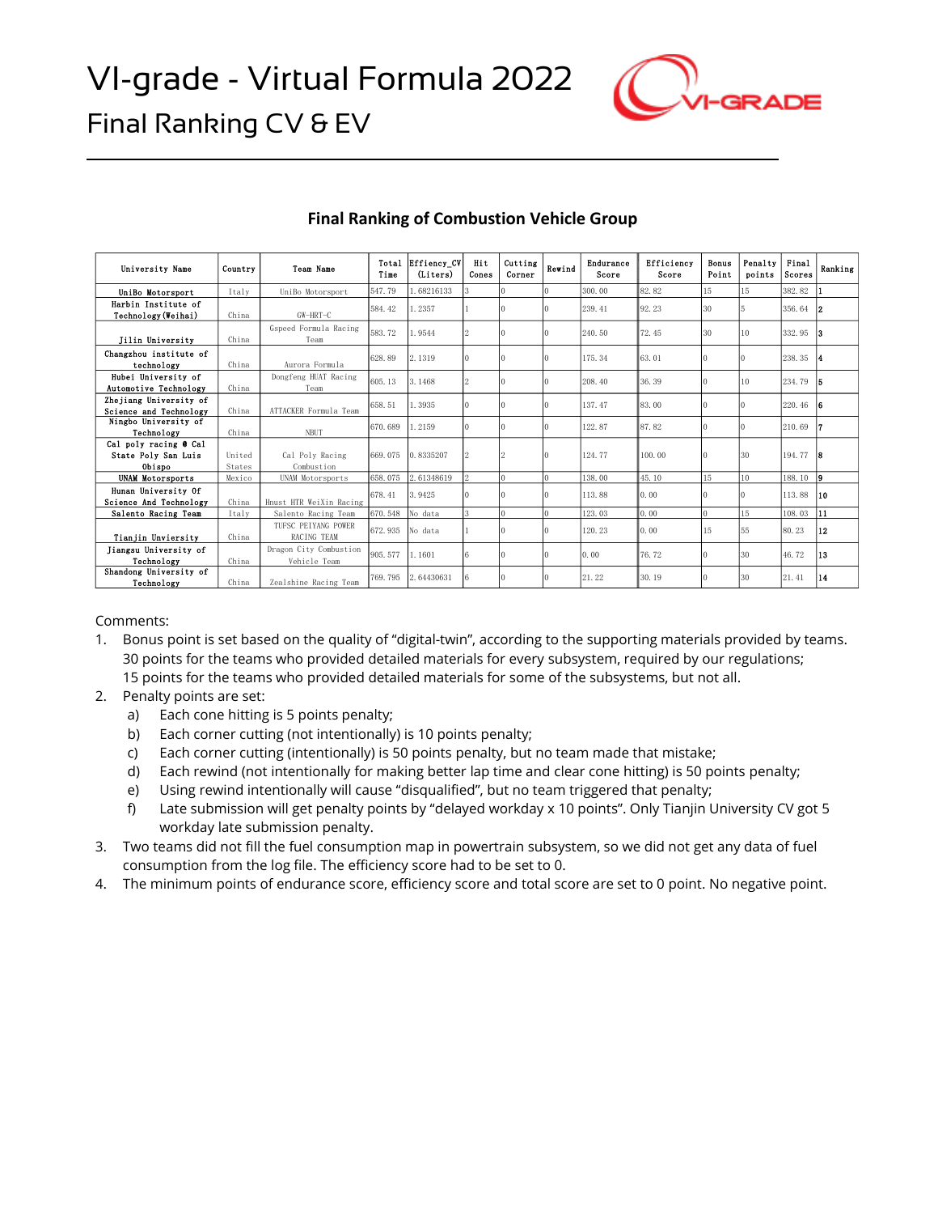# VI-grade - Virtual Formula 2022

## Final Ranking CV & EV

### Final Ranking of Combustion Vehicle Group

| University Name | Country | Team Name | Total Time | Effiency_CV (Liters) | Hit Cones | Cutting Corner | Rewind | Endurance Score | Efficiency Score | Bonus Point | Penalty points | Final Scores | Ranking |
|---|---|---|---|---|---|---|---|---|---|---|---|---|---|
| UniBo Motorsport | Italy | UniBo Motorsport | 547.79 | 1.68216133 | 3 | 0 | 0 | 300.00 | 82.82 | 15 | 15 | 382.82 | 1 |
| Harbin Institute of Technology(Weihai) | China | GW-HRT-C | 584.42 | 1.2357 | 1 | 0 | 0 | 239.41 | 92.23 | 30 | 5 | 356.64 | 2 |
| Jilin University | China | Gspeed Formula Racing Team | 583.72 | 1.9544 | 2 | 0 | 0 | 240.50 | 72.45 | 30 | 10 | 332.95 | 3 |
| Changzhou institute of technology | China | Aurora Formula | 628.89 | 2.1319 | 0 | 0 | 0 | 175.34 | 63.01 | 0 | 0 | 238.35 | 4 |
| Hubei University of Automotive Technology | China | Dongfeng HUAT Racing Team | 605.13 | 3.1468 | 2 | 0 | 0 | 208.40 | 36.39 | 0 | 10 | 234.79 | 5 |
| Zhejiang University of Science and Technology | China | ATTACKER Formula Team | 658.51 | 1.3935 | 0 | 0 | 0 | 137.47 | 83.00 | 0 | 0 | 220.46 | 6 |
| Ningbo University of Technology | China | NBUT | 670.689 | 1.2159 | 0 | 0 | 0 | 122.87 | 87.82 | 0 | 0 | 210.69 | 7 |
| Cal poly racing @ Cal State Poly San Luis Obispo | United States | Cal Poly Racing Combustion | 669.075 | 0.8335207 | 2 | 2 | 0 | 124.77 | 100.00 | 0 | 30 | 194.77 | 8 |
| UNAM Motorsports | Mexico | UNAM Motorsports | 658.075 | 2.61348619 | 2 | 0 | 0 | 138.00 | 45.10 | 15 | 10 | 188.10 | 9 |
| Hunan University Of Science And Technology | China | Hnust HTR WeiXin Racing | 678.41 | 3.9425 | 0 | 0 | 0 | 113.88 | 0.00 | 0 | 0 | 113.88 | 10 |
| Salento Racing Team | Italy | Salento Racing Team | 670.548 | No data | 3 | 0 | 0 | 123.03 | 0.00 | 0 | 15 | 108.03 | 11 |
| Tianjin Unviersity | China | TUFSC PEIYANG POWER RACING TEAM | 672.935 | No data | 1 | 0 | 0 | 120.23 | 0.00 | 15 | 55 | 80.23 | 12 |
| Jiangsu University of Technology | China | Dragon City Combustion Vehicle Team | 905.577 | 1.1601 | 6 | 0 | 0 | 0.00 | 76.72 | 0 | 30 | 46.72 | 13 |
| Shandong University of Technology | China | Zealshine Racing Team | 769.795 | 2.64430631 | 6 | 0 | 0 | 21.22 | 30.19 | 0 | 30 | 21.41 | 14 |

Comments:

1. Bonus point is set based on the quality of "digital-twin", according to the supporting materials provided by teams.
   30 points for the teams who provided detailed materials for every subsystem, required by our regulations;
   15 points for the teams who provided detailed materials for some of the subsystems, but not all.
2. Penalty points are set:
   a) Each cone hitting is 5 points penalty;
   b) Each corner cutting (not intentionally) is 10 points penalty;
   c) Each corner cutting (intentionally) is 50 points penalty, but no team made that mistake;
   d) Each rewind (not intentionally for making better lap time and clear cone hitting) is 50 points penalty;
   e) Using rewind intentionally will cause "disqualified", but no team triggered that penalty;
   f) Late submission will get penalty points by "delayed workday x 10 points". Only Tianjin University CV got 5 workday late submission penalty.
3. Two teams did not fill the fuel consumption map in powertrain subsystem, so we did not get any data of fuel consumption from the log file. The efficiency score had to be set to 0.
4. The minimum points of endurance score, efficiency score and total score are set to 0 point. No negative point.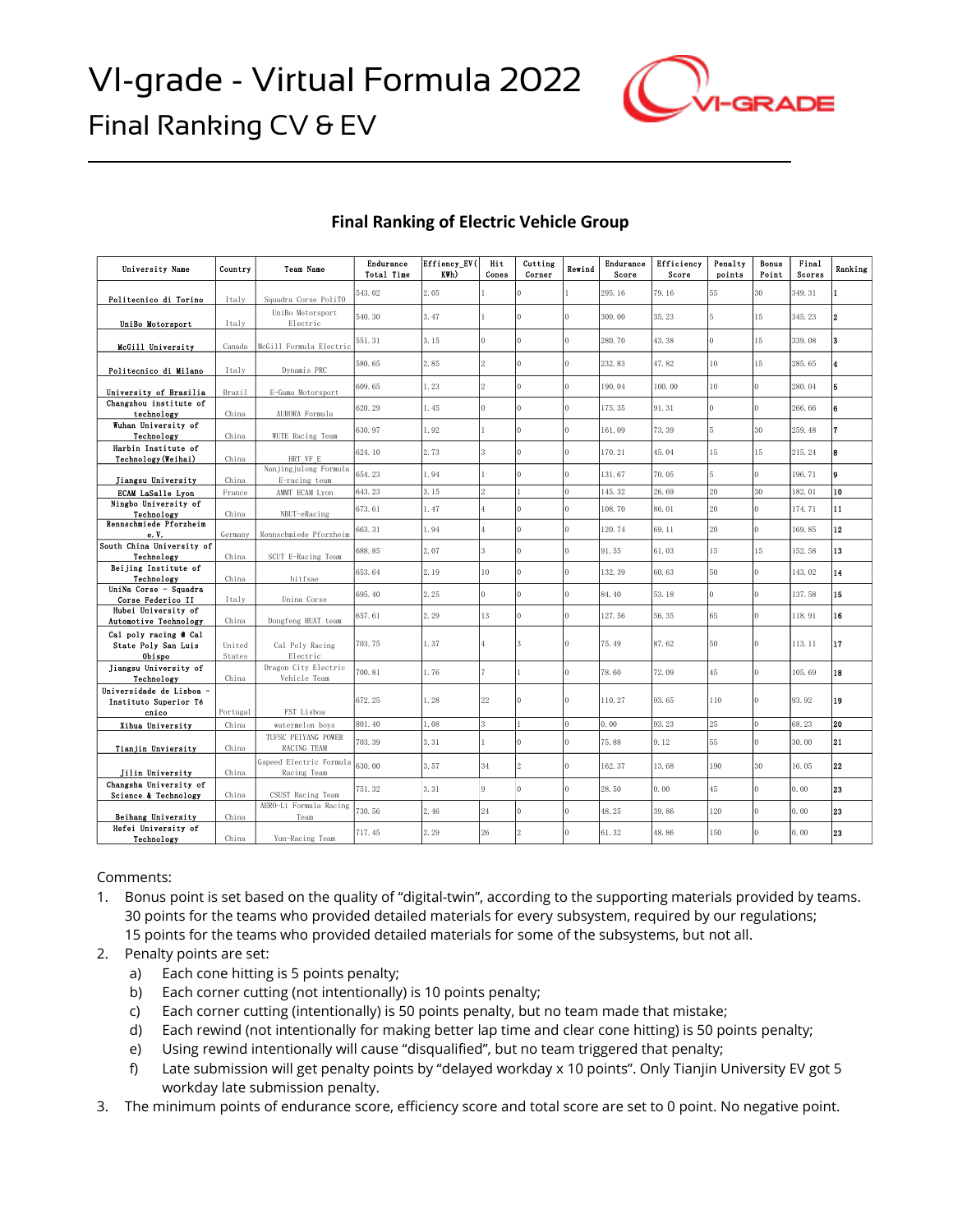# VI-grade - Virtual Formula 2022

## Final Ranking CV & EV

### Final Ranking of Electric Vehicle Group

| University Name | Country | Team Name | Endurance Total Time | Effiency_EV(KWh) | Hit Cones | Cutting Corner | Rewind | Endurance Score | Efficiency Score | Penalty points | Bonus Point | Final Scores | Ranking |
|---|---|---|---|---|---|---|---|---|---|---|---|---|---|
| Politecnico di Torino | Italy | Squadra Corse PoliTO | 543.02 | 2.05 | 1 | 0 | 1 | 295.16 | 79.16 | 55 | 30 | 349.31 | 1 |
| UniBo Motorsport | Italy | UniBo Motorsport Electric | 540.30 | 3.47 | 1 | 0 | 0 | 300.00 | 35.23 | 5 | 15 | 345.23 | 2 |
| McGill University | Canada | McGill Formula Electric | 551.31 | 3.15 | 0 | 0 | 0 | 280.70 | 43.38 | 0 | 15 | 339.08 | 3 |
| Politecnico di Milano | Italy | Dynamis PRC | 580.65 | 2.85 | 2 | 0 | 0 | 232.83 | 47.82 | 10 | 15 | 285.65 | 4 |
| University of Brasilia | Brazil | E-Gama Motorsport | 609.65 | 1.23 | 2 | 0 | 0 | 190.04 | 100.00 | 10 | 0 | 280.04 | 5 |
| Changzhou institute of technology | China | AURORA Formula | 620.29 | 1.45 | 0 | 0 | 0 | 175.35 | 91.31 | 0 | 0 | 266.66 | 6 |
| Wuhan University of Technology | China | WUTE Racing Team | 630.97 | 1.92 | 1 | 0 | 0 | 161.09 | 73.39 | 5 | 30 | 259.48 | 7 |
| Harbin Institute of Technology(Weihai) | China | HRT VF E | 624.10 | 2.73 | 3 | 0 | 0 | 170.21 | 45.04 | 15 | 15 | 215.24 | 8 |
| Jiangsu University | China | Nanjingjulong Formula E-racing team | 654.23 | 1.94 | 1 | 0 | 0 | 131.67 | 70.05 | 5 | 0 | 196.71 | 9 |
| ECAM LaSalle Lyon | France | AMMT ECAM Lyon | 643.23 | 3.15 | 2 | 1 | 0 | 145.32 | 26.69 | 20 | 30 | 182.01 | 10 |
| Ningbo University of Technology | China | NBUT-eRacing | 673.61 | 1.47 | 4 | 0 | 0 | 108.70 | 86.01 | 20 | 0 | 174.71 | 11 |
| Rennschmiede Pforzheim e.V. | Germany | Rennschmiede Pforzheim | 663.31 | 1.94 | 4 | 0 | 0 | 120.74 | 69.11 | 20 | 0 | 169.85 | 12 |
| South China University of Technology | China | SCUT E-Racing Team | 688.85 | 2.07 | 3 | 0 | 0 | 91.55 | 61.03 | 15 | 15 | 152.58 | 13 |
| Beijing Institute of Technology | China | bitfsae | 653.64 | 2.19 | 10 | 0 | 0 | 132.39 | 60.63 | 50 | 0 | 143.02 | 14 |
| UniNa Corse - Squadra Corse Federico II | Italy | Unina Corse | 695.40 | 2.25 | 0 | 0 | 0 | 84.40 | 53.18 | 0 | 0 | 137.58 | 15 |
| Hubei University of Automotive Technology | China | Dongfeng HUAT team | 657.61 | 2.29 | 13 | 0 | 0 | 127.56 | 56.35 | 65 | 0 | 118.91 | 16 |
| Cal poly racing @ Cal State Poly San Luis Obispo | United States | Cal Poly Racing Electric | 703.75 | 1.37 | 4 | 3 | 0 | 75.49 | 87.62 | 50 | 0 | 113.11 | 17 |
| Jiangsu University of Technology | China | Dragon City Electric Vehicle Team | 700.81 | 1.76 | 7 | 1 | 0 | 78.60 | 72.09 | 45 | 0 | 105.69 | 18 |
| Universidade de Lisboa - Instituto Superior Técnico | Portugal | FST Lisboa | 672.25 | 1.28 | 22 | 0 | 0 | 110.27 | 93.65 | 110 | 0 | 93.92 | 19 |
| Xihua University | China | watermelon boys | 801.40 | 1.08 | 3 | 1 | 0 | 0.00 | 93.23 | 25 | 0 | 68.23 | 20 |
| Tianjin Unviersity | China | TUFSC PEIYANG POWER RACING TEAM | 703.39 | 3.31 | 1 | 0 | 0 | 75.88 | 9.12 | 55 | 0 | 30.00 | 21 |
| Jilin University | China | Gspeed Electric Formula Racing Team | 630.00 | 3.57 | 34 | 2 | 0 | 162.37 | 13.68 | 190 | 30 | 16.05 | 22 |
| Changsha University of Science & Technology | China | CSUST Racing Team | 751.32 | 3.31 | 9 | 0 | 0 | 28.50 | 0.00 | 45 | 0 | 0.00 | 23 |
| Beihang University | China | AERO-Li Formula Racing Team | 730.56 | 2.46 | 24 | 0 | 0 | 48.25 | 39.86 | 120 | 0 | 0.00 | 23 |
| Hefei University of Technology | China | Yun-Racing Team | 717.45 | 2.29 | 26 | 2 | 0 | 61.32 | 48.86 | 150 | 0 | 0.00 | 23 |

Comments:

1. Bonus point is set based on the quality of "digital-twin", according to the supporting materials provided by teams. 30 points for the teams who provided detailed materials for every subsystem, required by our regulations; 15 points for the teams who provided detailed materials for some of the subsystems, but not all.
2. Penalty points are set:
   a) Each cone hitting is 5 points penalty;
   b) Each corner cutting (not intentionally) is 10 points penalty;
   c) Each corner cutting (intentionally) is 50 points penalty, but no team made that mistake;
   d) Each rewind (not intentionally for making better lap time and clear cone hitting) is 50 points penalty;
   e) Using rewind intentionally will cause "disqualified", but no team triggered that penalty;
   f) Late submission will get penalty points by "delayed workday x 10 points". Only Tianjin University EV got 5 workday late submission penalty.
3. The minimum points of endurance score, efficiency score and total score are set to 0 point. No negative point.